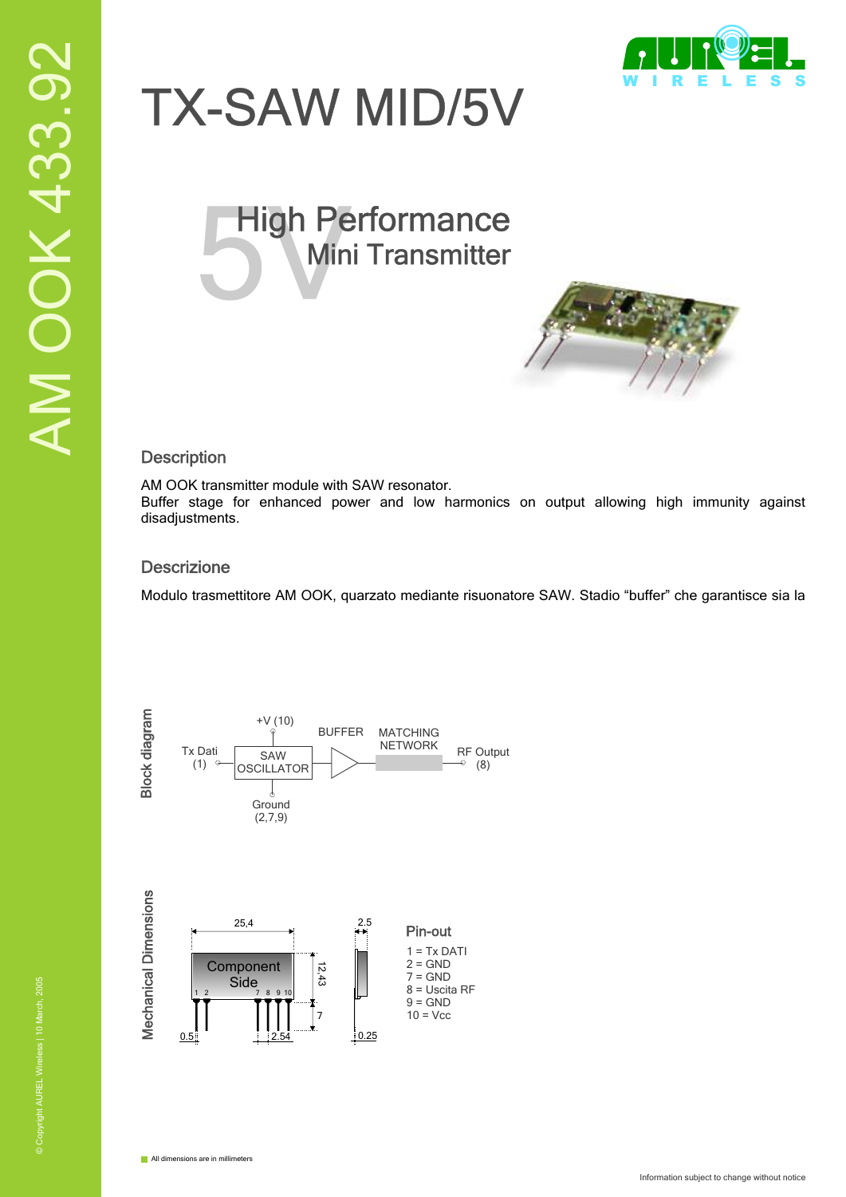# TX-SAW MID/5V

AM OOK 433.92

## High Performance Mini Transmitter

### Description

AM OOK transmitter module with SAW resonator.
Buffer stage for enhanced power and low harmonics on output allowing high immunity against disadjustments.

### Descrizione

Modulo trasmettitore AM OOK, quarzato mediante risuonatore SAW. Stadio “buffer” che garantisce sia la

### Block diagram

Tx Dati (1) → SAW OSCILLATOR (+V (10); Ground (2,7,9)) → BUFFER → MATCHING NETWORK → RF Output (8)

### Mechanical Dimensions

Component Side

25,4 — 12,43 — 7 — 2.5 — 0.5 — 2.54 — 0.25

Pins: 1 2 7 8 9 10

### Pin-out

1 = Tx DATI
2 = GND
7 = GND
8 = Uscita RF
9 = GND
10 = Vcc

All dimensions are in millimeters

© Copyright AUREL Wireless | 10 March, 2005

Information subject to change without notice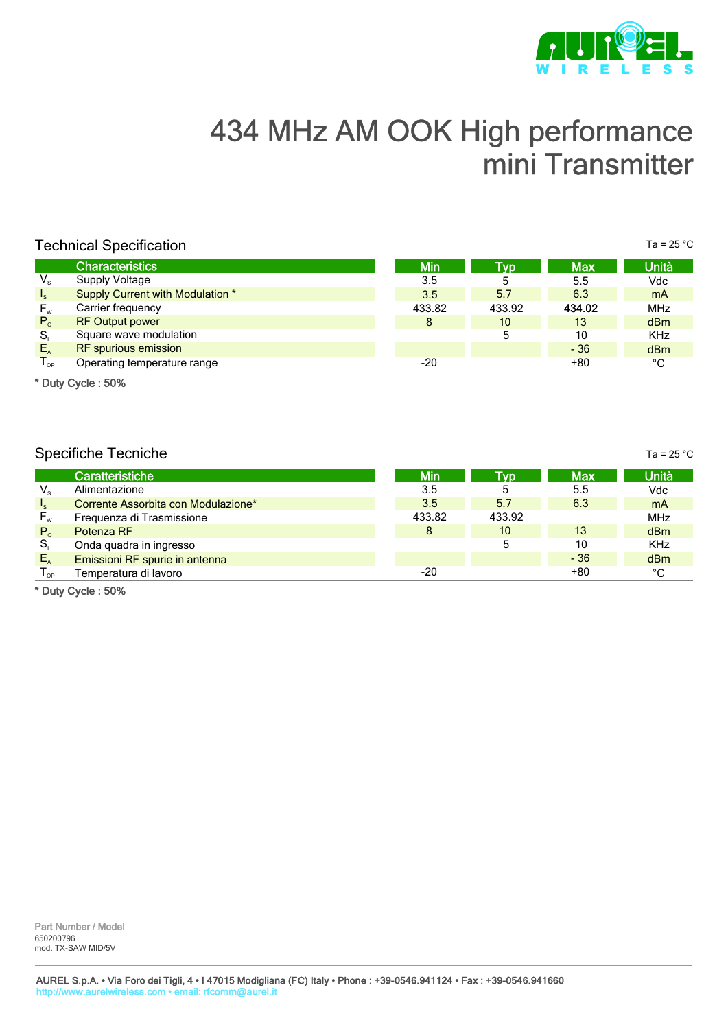# 434 MHz AM OOK High performance mini Transmitter

## Technical Specification

Ta = 25 °C

| | Characteristics | Min | Typ | Max | Unità |
|---|---|---|---|---|---|
| $V_S$ | Supply Voltage | 3.5 | 5 | 5.5 | Vdc |
| $I_S$ | Supply Current with Modulation * | 3.5 | 5.7 | 6.3 | mA |
| $F_W$ | Carrier frequency | 433.82 | 433.92 | 434.02 | MHz |
| $P_O$ | RF Output power | 8 | 10 | 13 | dBm |
| $S_I$ | Square wave modulation | | 5 | 10 | KHz |
| $E_A$ | RF spurious emission | | | - 36 | dBm |
| $T_{OP}$ | Operating temperature range | -20 | | +80 | °C |

**\* Duty Cycle : 50%**

## Specifiche Tecniche

Ta = 25 °C

| | Caratteristiche | Min | Typ | Max | Unità |
|---|---|---|---|---|---|
| $V_S$ | Alimentazione | 3.5 | 5 | 5.5 | Vdc |
| $I_S$ | Corrente Assorbita con Modulazione* | 3.5 | 5.7 | 6.3 | mA |
| $F_W$ | Frequenza di Trasmissione | 433.82 | 433.92 | | MHz |
| $P_O$ | Potenza RF | 8 | 10 | 13 | dBm |
| $S_I$ | Onda quadra in ingresso | | 5 | 10 | KHz |
| $E_A$ | Emissioni RF spurie in antenna | | | - 36 | dBm |
| $T_{OP}$ | Temperatura di lavoro | -20 | | +80 | °C |

**\* Duty Cycle : 50%**

Part Number / Model
650200796
mod. TX-SAW MID/5V

AUREL S.p.A. • Via Foro dei Tigli, 4 • I 47015 Modigliana (FC) Italy • Phone : +39-0546.941124 • Fax : +39-0546.941660
http://www.aurelwireless.com • email: rfcomm@aurel.it